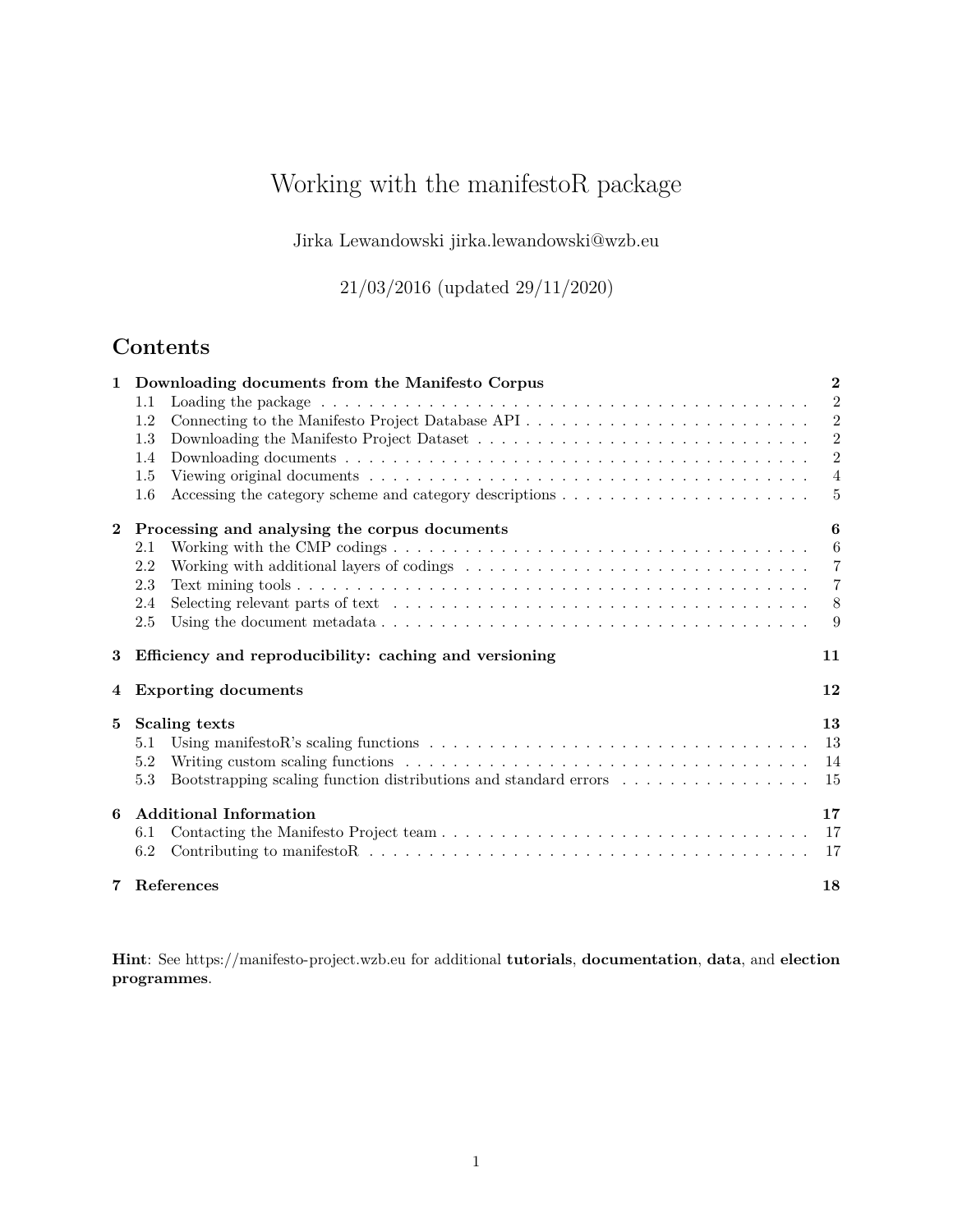# Working with the manifestoR package

Jirka Lewandowski jirka.lewandowski@wzb.eu

21/03/2016 (updated 29/11/2020)

## Contents

- **1 Downloading documents from the Manifesto Corpus** — **2**
  - 1.1 Loading the package — 2
  - 1.2 Connecting to the Manifesto Project Database API — 2
  - 1.3 Downloading the Manifesto Project Dataset — 2
  - 1.4 Downloading documents — 2
  - 1.5 Viewing original documents — 4
  - 1.6 Accessing the category scheme and category descriptions — 5
- **2 Processing and analysing the corpus documents** — **6**
  - 2.1 Working with the CMP codings — 6
  - 2.2 Working with additional layers of codings — 7
  - 2.3 Text mining tools — 7
  - 2.4 Selecting relevant parts of text — 8
  - 2.5 Using the document metadata — 9
- **3 Efficiency and reproducibility: caching and versioning** — **11**
- **4 Exporting documents** — **12**
- **5 Scaling texts** — **13**
  - 5.1 Using manifestoR's scaling functions — 13
  - 5.2 Writing custom scaling functions — 14
  - 5.3 Bootstrapping scaling function distributions and standard errors — 15
- **6 Additional Information** — **17**
  - 6.1 Contacting the Manifesto Project team — 17
  - 6.2 Contributing to manifestoR — 17
- **7 References** — **18**

**Hint**: See https://manifesto-project.wzb.eu for additional **tutorials**, **documentation**, **data**, and **election programmes**.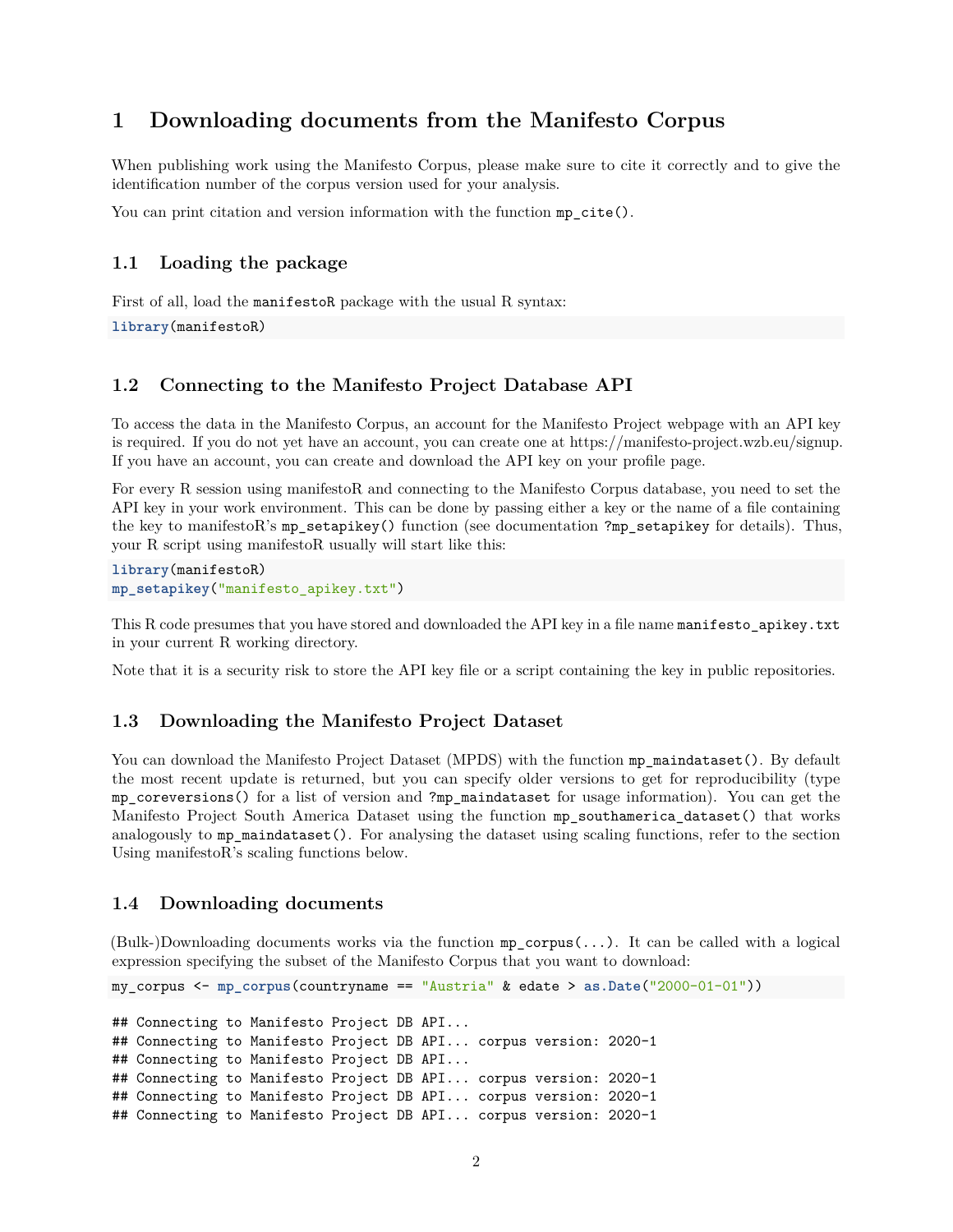# 1 Downloading documents from the Manifesto Corpus

When publishing work using the Manifesto Corpus, please make sure to cite it correctly and to give the identification number of the corpus version used for your analysis.

You can print citation and version information with the function `mp_cite()`.

## 1.1 Loading the package

First of all, load the `manifestoR` package with the usual R syntax:

```
library(manifestoR)
```

## 1.2 Connecting to the Manifesto Project Database API

To access the data in the Manifesto Corpus, an account for the Manifesto Project webpage with an API key is required. If you do not yet have an account, you can create one at https://manifesto-project.wzb.eu/signup. If you have an account, you can create and download the API key on your profile page.

For every R session using manifestoR and connecting to the Manifesto Corpus database, you need to set the API key in your work environment. This can be done by passing either a key or the name of a file containing the key to manifestoR's `mp_setapikey()` function (see documentation `?mp_setapikey` for details). Thus, your R script using manifestoR usually will start like this:

```
library(manifestoR)
mp_setapikey("manifesto_apikey.txt")
```

This R code presumes that you have stored and downloaded the API key in a file name `manifesto_apikey.txt` in your current R working directory.

Note that it is a security risk to store the API key file or a script containing the key in public repositories.

## 1.3 Downloading the Manifesto Project Dataset

You can download the Manifesto Project Dataset (MPDS) with the function `mp_maindataset()`. By default the most recent update is returned, but you can specify older versions to get for reproducibility (type `mp_coreversions()` for a list of version and `?mp_maindataset` for usage information). You can get the Manifesto Project South America Dataset using the function `mp_southamerica_dataset()` that works analogously to `mp_maindataset()`. For analysing the dataset using scaling functions, refer to the section Using manifestoR's scaling functions below.

## 1.4 Downloading documents

(Bulk-)Downloading documents works via the function `mp_corpus(...)`. It can be called with a logical expression specifying the subset of the Manifesto Corpus that you want to download:

```
my_corpus <- mp_corpus(countryname == "Austria" & edate > as.Date("2000-01-01"))
```

```
## Connecting to Manifesto Project DB API...
## Connecting to Manifesto Project DB API... corpus version: 2020-1
## Connecting to Manifesto Project DB API...
## Connecting to Manifesto Project DB API... corpus version: 2020-1
## Connecting to Manifesto Project DB API... corpus version: 2020-1
## Connecting to Manifesto Project DB API... corpus version: 2020-1
```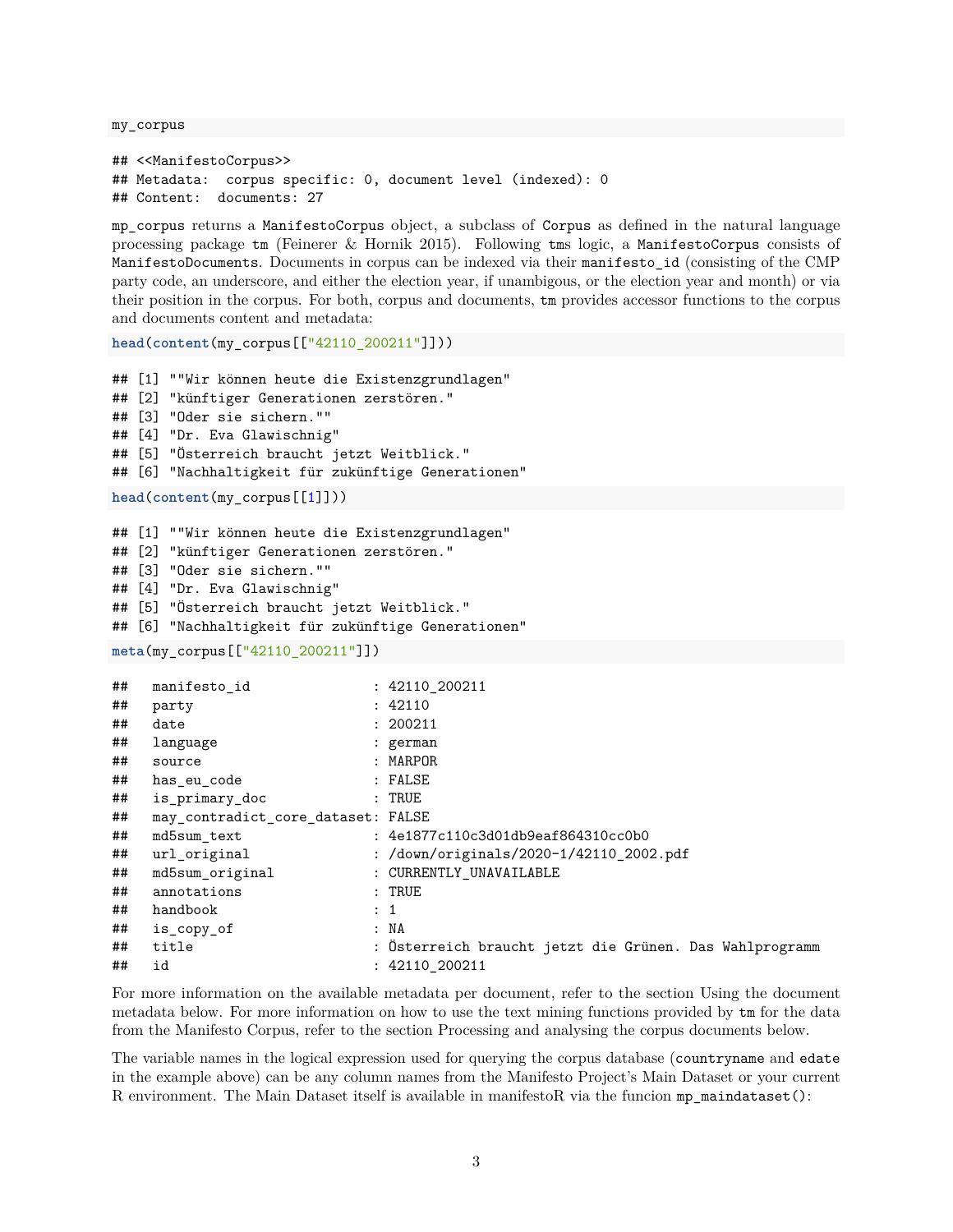```
my_corpus
```

```
## <<ManifestoCorpus>>
## Metadata:  corpus specific: 0, document level (indexed): 0
## Content:  documents: 27
```

`mp_corpus` returns a `ManifestoCorpus` object, a subclass of `Corpus` as defined in the natural language processing package `tm` (Feinerer & Hornik 2015). Following `tm`s logic, a `ManifestoCorpus` consists of `ManifestoDocuments`. Documents in corpus can be indexed via their `manifesto_id` (consisting of the CMP party code, an underscore, and either the election year, if unambigous, or the election year and month) or via their position in the corpus. For both, corpus and documents, `tm` provides accessor functions to the corpus and documents content and metadata:

```
head(content(my_corpus[["42110_200211"]]))
```

```
## [1] ""Wir können heute die Existenzgrundlagen"
## [2] "künftiger Generationen zerstören."
## [3] "Oder sie sichern.""
## [4] "Dr. Eva Glawischnig"
## [5] "Österreich braucht jetzt Weitblick."
## [6] "Nachhaltigkeit für zukünftige Generationen"
```

```
head(content(my_corpus[[1]]))
```

```
## [1] ""Wir können heute die Existenzgrundlagen"
## [2] "künftiger Generationen zerstören."
## [3] "Oder sie sichern.""
## [4] "Dr. Eva Glawischnig"
## [5] "Österreich braucht jetzt Weitblick."
## [6] "Nachhaltigkeit für zukünftige Generationen"
```

```
meta(my_corpus[["42110_200211"]])
```

```
##   manifesto_id                : 42110_200211
##   party                       : 42110
##   date                        : 200211
##   language                    : german
##   source                      : MARPOR
##   has_eu_code                 : FALSE
##   is_primary_doc              : TRUE
##   may_contradict_core_dataset: FALSE
##   md5sum_text                 : 4e1877c110c3d01db9eaf864310cc0b0
##   url_original                : /down/originals/2020-1/42110_2002.pdf
##   md5sum_original             : CURRENTLY_UNAVAILABLE
##   annotations                 : TRUE
##   handbook                    : 1
##   is_copy_of                  : NA
##   title                       : Österreich braucht jetzt die Grünen. Das Wahlprogramm
##   id                          : 42110_200211
```

For more information on the available metadata per document, refer to the section Using the document metadata below. For more information on how to use the text mining functions provided by `tm` for the data from the Manifesto Corpus, refer to the section Processing and analysing the corpus documents below.

The variable names in the logical expression used for querying the corpus database (`countryname` and `edate` in the example above) can be any column names from the Manifesto Project's Main Dataset or your current R environment. The Main Dataset itself is available in manifestoR via the funcion `mp_maindataset()`: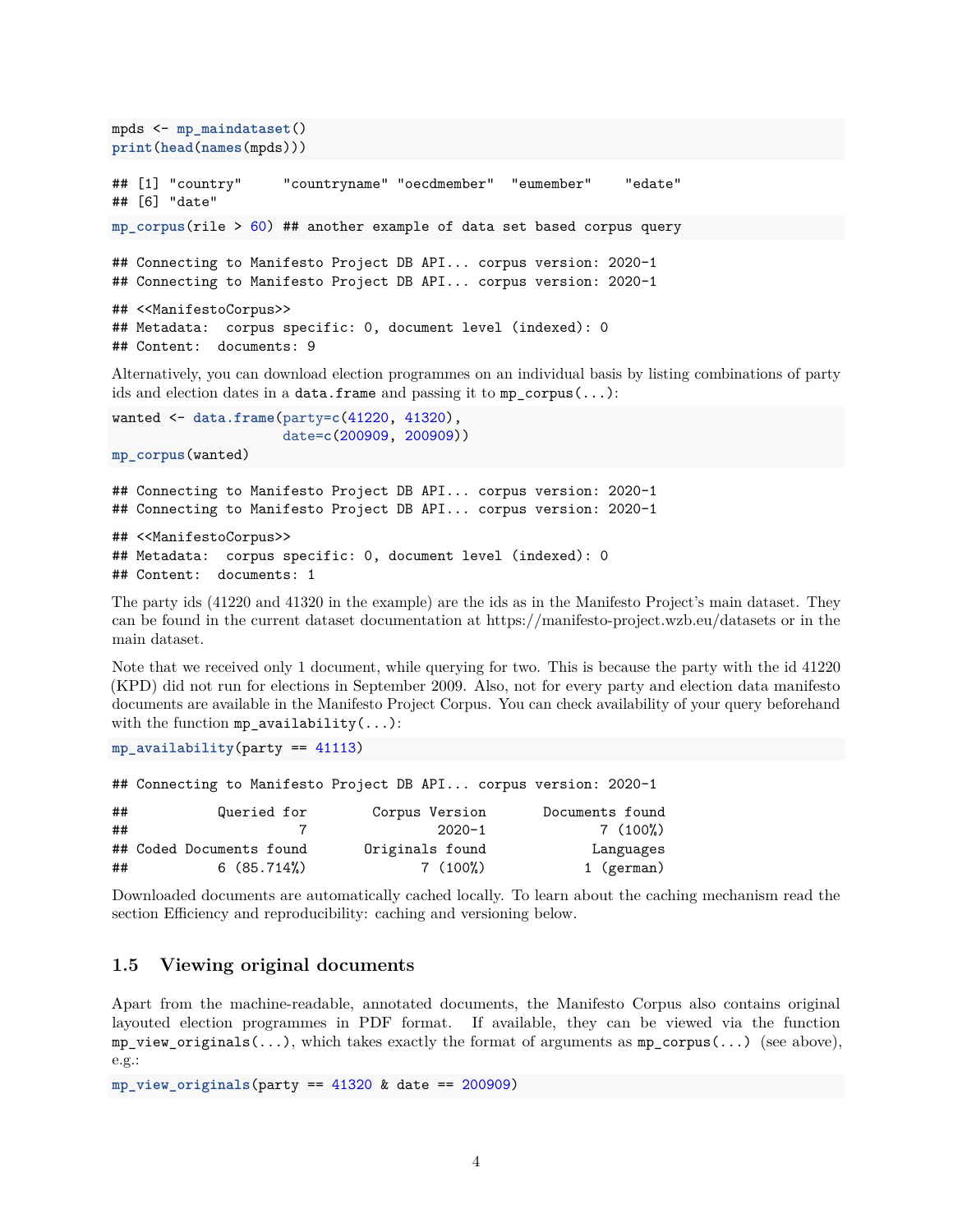```
mpds <- mp_maindataset()
print(head(names(mpds)))
```

```
## [1] "country"     "countryname" "oecdmember"  "eumember"    "edate"
## [6] "date"
```

```
mp_corpus(rile > 60) ## another example of data set based corpus query
```

```
## Connecting to Manifesto Project DB API... corpus version: 2020-1
## Connecting to Manifesto Project DB API... corpus version: 2020-1
```

```
## <<ManifestoCorpus>>
## Metadata:  corpus specific: 0, document level (indexed): 0
## Content:  documents: 9
```

Alternatively, you can download election programmes on an individual basis by listing combinations of party ids and election dates in a `data.frame` and passing it to `mp_corpus(...)`:

```
wanted <- data.frame(party=c(41220, 41320),
                     date=c(200909, 200909))
mp_corpus(wanted)
```

```
## Connecting to Manifesto Project DB API... corpus version: 2020-1
## Connecting to Manifesto Project DB API... corpus version: 2020-1
```

```
## <<ManifestoCorpus>>
## Metadata:  corpus specific: 0, document level (indexed): 0
## Content:  documents: 1
```

The party ids (41220 and 41320 in the example) are the ids as in the Manifesto Project's main dataset. They can be found in the current dataset documentation at https://manifesto-project.wzb.eu/datasets or in the main dataset.

Note that we received only 1 document, while querying for two. This is because the party with the id 41220 (KPD) did not run for elections in September 2009. Also, not for every party and election data manifesto documents are available in the Manifesto Project Corpus. You can check availability of your query beforehand with the function `mp_availability(...)`:

```
mp_availability(party == 41113)
```

```
## Connecting to Manifesto Project DB API... corpus version: 2020-1
```

```
##          Queried for        Corpus Version       Documents found
##                    7                2020-1              7 (100%)
## Coded Documents found       Originals found             Languages
##           6 (85.714%)              7 (100%)            1 (german)
```

Downloaded documents are automatically cached locally. To learn about the caching mechanism read the section Efficiency and reproducibility: caching and versioning below.

## 1.5 Viewing original documents

Apart from the machine-readable, annotated documents, the Manifesto Corpus also contains original layouted election programmes in PDF format. If available, they can be viewed via the function `mp_view_originals(...)`, which takes exactly the format of arguments as `mp_corpus(...)` (see above), e.g.:

```
mp_view_originals(party == 41320 & date == 200909)
```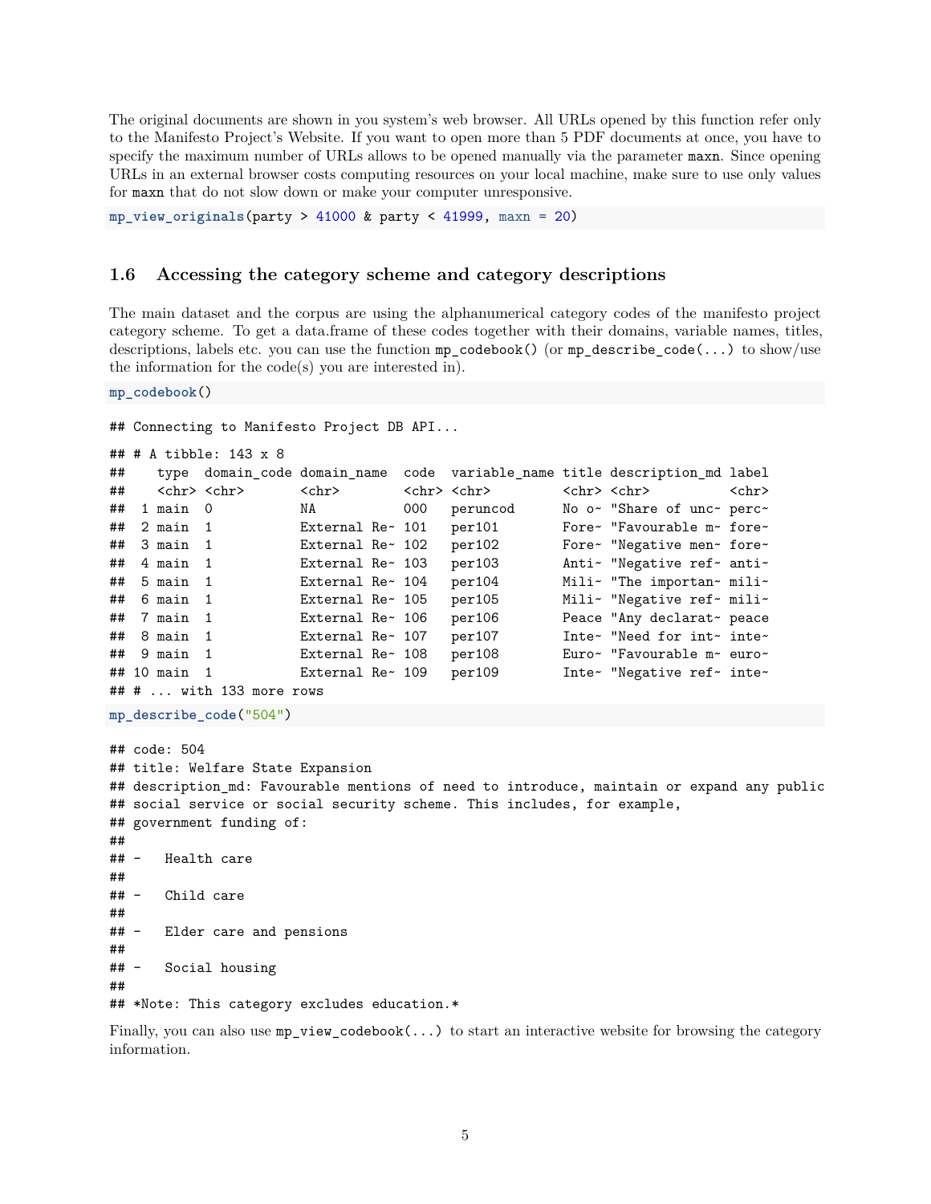The original documents are shown in you system's web browser. All URLs opened by this function refer only to the Manifesto Project's Website. If you want to open more than 5 PDF documents at once, you have to specify the maximum number of URLs allows to be opened manually via the parameter `maxn`. Since opening URLs in an external browser costs computing resources on your local machine, make sure to use only values for `maxn` that do not slow down or make your computer unresponsive.

```
mp_view_originals(party > 41000 & party < 41999, maxn = 20)
```

## 1.6 Accessing the category scheme and category descriptions

The main dataset and the corpus are using the alphanumerical category codes of the manifesto project category scheme. To get a data.frame of these codes together with their domains, variable names, titles, descriptions, labels etc. you can use the function `mp_codebook()` (or `mp_describe_code(...)` to show/use the information for the code(s) you are interested in).

```
mp_codebook()
```

```
## Connecting to Manifesto Project DB API...
```

```
## # A tibble: 143 x 8
##    type  domain_code domain_name code  variable_name title description_md label
##    <chr> <chr>       <chr>       <chr> <chr>         <chr> <chr>          <chr>
##  1 main  0           NA          000   peruncod      No o~ "Share of unc~ perc~
##  2 main  1           External Re~ 101   per101        Fore~ "Favourable m~ fore~
##  3 main  1           External Re~ 102   per102        Fore~ "Negative men~ fore~
##  4 main  1           External Re~ 103   per103        Anti~ "Negative ref~ anti~
##  5 main  1           External Re~ 104   per104        Mili~ "The importan~ mili~
##  6 main  1           External Re~ 105   per105        Mili~ "Negative ref~ mili~
##  7 main  1           External Re~ 106   per106        Peace "Any declarat~ peace
##  8 main  1           External Re~ 107   per107        Inte~ "Need for int~ inte~
##  9 main  1           External Re~ 108   per108        Euro~ "Favourable m~ euro~
## 10 main  1           External Re~ 109   per109        Inte~ "Negative ref~ inte~
## # ... with 133 more rows
```

```
mp_describe_code("504")
```

```
## code: 504
## title: Welfare State Expansion
## description_md: Favourable mentions of need to introduce, maintain or expand any public
## social service or social security scheme. This includes, for example,
## government funding of:
##
## -   Health care
##
## -   Child care
##
## -   Elder care and pensions
##
## -   Social housing
##
## *Note: This category excludes education.*
```

Finally, you can also use `mp_view_codebook(...)` to start an interactive website for browsing the category information.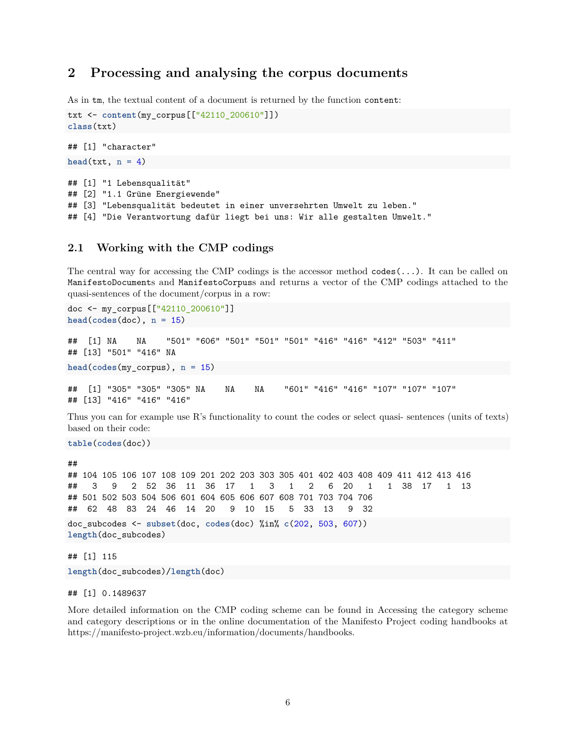# 2 Processing and analysing the corpus documents

As in tm, the textual content of a document is returned by the function content:

```
txt <- content(my_corpus[["42110_200610"]])
class(txt)
```

```
## [1] "character"
```

```
head(txt, n = 4)
```

```
## [1] "1 Lebensqualität"
## [2] "1.1 Grüne Energiewende"
## [3] "Lebensqualität bedeutet in einer unversehrten Umwelt zu leben."
## [4] "Die Verantwortung dafür liegt bei uns: Wir alle gestalten Umwelt."
```

## 2.1 Working with the CMP codings

The central way for accessing the CMP codings is the accessor method codes(...). It can be called on ManifestoDocuments and ManifestoCorpuss and returns a vector of the CMP codings attached to the quasi-sentences of the document/corpus in a row:

```
doc <- my_corpus[["42110_200610"]]
head(codes(doc), n = 15)
```

```
##  [1] NA    NA    "501" "606" "501" "501" "501" "416" "416" "412" "503" "411"
## [13] "501" "416" NA
```

```
head(codes(my_corpus), n = 15)
```

```
##  [1] "305" "305" "305" NA    NA    NA    "601" "416" "416" "107" "107" "107"
## [13] "416" "416" "416"
```

Thus you can for example use R's functionality to count the codes or select quasi- sentences (units of texts) based on their code:

```
table(codes(doc))
```

```
##
## 104 105 106 107 108 109 201 202 203 303 305 401 402 403 408 409 411 412 413 416
##   3   9   2  52  36  11  36  17   1   3   1   2   6  20   1   1  38  17   1  13
## 501 502 503 504 506 601 604 605 606 607 608 701 703 704 706
##  62  48  83  24  46  14  20   9  10  15   5  33  13   9  32
```

```
doc_subcodes <- subset(doc, codes(doc) %in% c(202, 503, 607))
length(doc_subcodes)
```

```
## [1] 115
```

```
length(doc_subcodes)/length(doc)
```

```
## [1] 0.1489637
```

More detailed information on the CMP coding scheme can be found in Accessing the category scheme and category descriptions or in the online documentation of the Manifesto Project coding handbooks at https://manifesto-project.wzb.eu/information/documents/handbooks.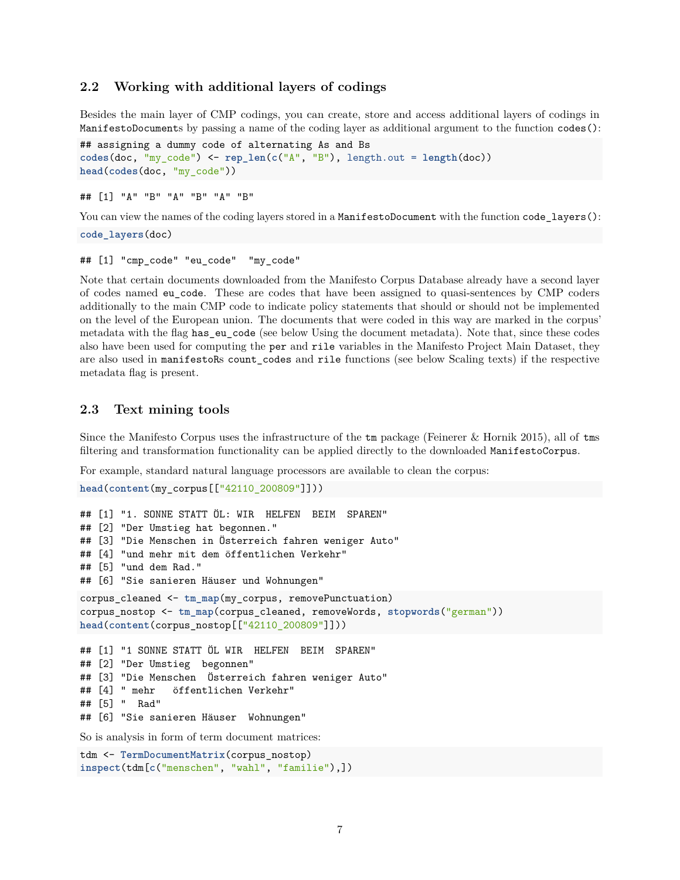### 2.2 Working with additional layers of codings

Besides the main layer of CMP codings, you can create, store and access additional layers of codings in `ManifestoDocument`s by passing a name of the coding layer as additional argument to the function `codes()`:

```
## assigning a dummy code of alternating As and Bs
codes(doc, "my_code") <- rep_len(c("A", "B"), length.out = length(doc))
head(codes(doc, "my_code"))
```

```
## [1] "A" "B" "A" "B" "A" "B"
```

You can view the names of the coding layers stored in a `ManifestoDocument` with the function `code_layers()`:

```
code_layers(doc)
```

```
## [1] "cmp_code" "eu_code"  "my_code"
```

Note that certain documents downloaded from the Manifesto Corpus Database already have a second layer of codes named `eu_code`. These are codes that have been assigned to quasi-sentences by CMP coders additionally to the main CMP code to indicate policy statements that should or should not be implemented on the level of the European union. The documents that were coded in this way are marked in the corpus' metadata with the flag `has_eu_code` (see below Using the document metadata). Note that, since these codes also have been used for computing the `per` and `rile` variables in the Manifesto Project Main Dataset, they are also used in `manifestoR`s `count_codes` and `rile` functions (see below Scaling texts) if the respective metadata flag is present.

### 2.3 Text mining tools

Since the Manifesto Corpus uses the infrastructure of the `tm` package (Feinerer & Hornik 2015), all of `tm`s filtering and transformation functionality can be applied directly to the downloaded `ManifestoCorpus`.

For example, standard natural language processors are available to clean the corpus:

```
head(content(my_corpus[["42110_200809"]]))
```

```
## [1] "1. SONNE STATT ÖL: WIR  HELFEN  BEIM  SPAREN"
## [2] "Der Umstieg hat begonnen."
## [3] "Die Menschen in Österreich fahren weniger Auto"
## [4] "und mehr mit dem öffentlichen Verkehr"
## [5] "und dem Rad."
## [6] "Sie sanieren Häuser und Wohnungen"
```

```
corpus_cleaned <- tm_map(my_corpus, removePunctuation)
corpus_nostop <- tm_map(corpus_cleaned, removeWords, stopwords("german"))
head(content(corpus_nostop[["42110_200809"]]))
```

```
## [1] "1 SONNE STATT ÖL WIR  HELFEN  BEIM  SPAREN"
## [2] "Der Umstieg  begonnen"
## [3] "Die Menschen  Österreich fahren weniger Auto"
## [4] " mehr   öffentlichen Verkehr"
## [5] "  Rad"
## [6] "Sie sanieren Häuser  Wohnungen"
```

So is analysis in form of term document matrices:

```
tdm <- TermDocumentMatrix(corpus_nostop)
inspect(tdm[c("menschen", "wahl", "familie"),])
```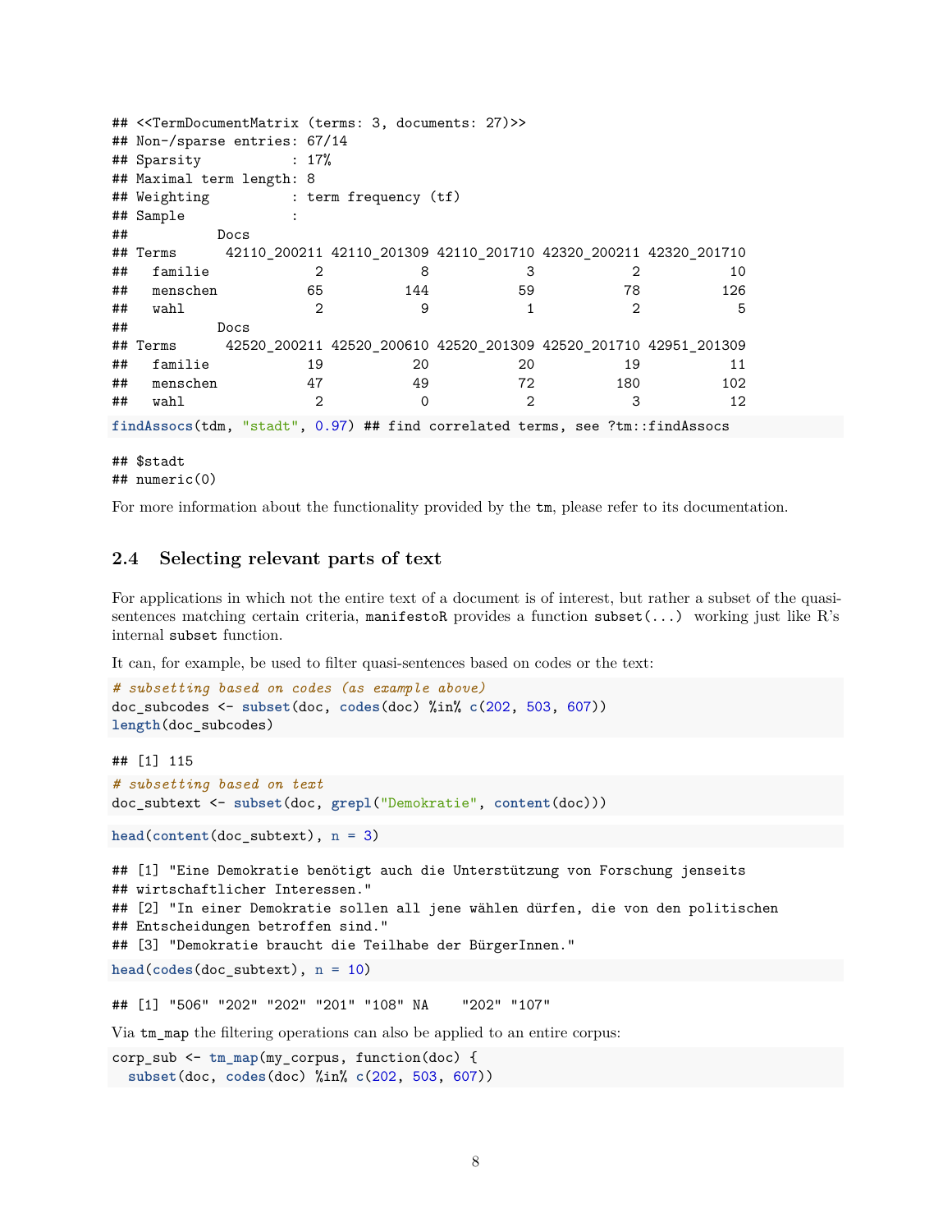```
## <<TermDocumentMatrix (terms: 3, documents: 27)>>
## Non-/sparse entries: 67/14
## Sparsity           : 17%
## Maximal term length: 8
## Weighting          : term frequency (tf)
## Sample             :
##           Docs
## Terms      42110_200211 42110_201309 42110_201710 42320_200211 42320_201710
##   familie             2            8            3            2           10
##   menschen           65          144           59           78          126
##   wahl                2            9            1            2            5
##           Docs
## Terms      42520_200211 42520_200610 42520_201309 42520_201710 42951_201309
##   familie            19           20           20           19           11
##   menschen           47           49           72          180          102
##   wahl                2            0            2            3           12
```

```
findAssocs(tdm, "stadt", 0.97) ## find correlated terms, see ?tm::findAssocs
```

```
## $stadt
## numeric(0)
```

For more information about the functionality provided by the `tm`, please refer to its documentation.

## 2.4 Selecting relevant parts of text

For applications in which not the entire text of a document is of interest, but rather a subset of the quasi-sentences matching certain criteria, `manifestoR` provides a function `subset(...)` working just like R's internal `subset` function.

It can, for example, be used to filter quasi-sentences based on codes or the text:

```
# subsetting based on codes (as example above)
doc_subcodes <- subset(doc, codes(doc) %in% c(202, 503, 607))
length(doc_subcodes)
```

```
## [1] 115
```

```
# subsetting based on text
doc_subtext <- subset(doc, grepl("Demokratie", content(doc)))
```

```
head(content(doc_subtext), n = 3)
```

```
## [1] "Eine Demokratie benötigt auch die Unterstützung von Forschung jenseits
## wirtschaftlicher Interessen."
## [2] "In einer Demokratie sollen all jene wählen dürfen, die von den politischen
## Entscheidungen betroffen sind."
## [3] "Demokratie braucht die Teilhabe der BürgerInnen."
```

```
head(codes(doc_subtext), n = 10)
```

```
## [1] "506" "202" "202" "201" "108" NA    "202" "107"
```

Via `tm_map` the filtering operations can also be applied to an entire corpus:

```
corp_sub <- tm_map(my_corpus, function(doc) {
  subset(doc, codes(doc) %in% c(202, 503, 607))
```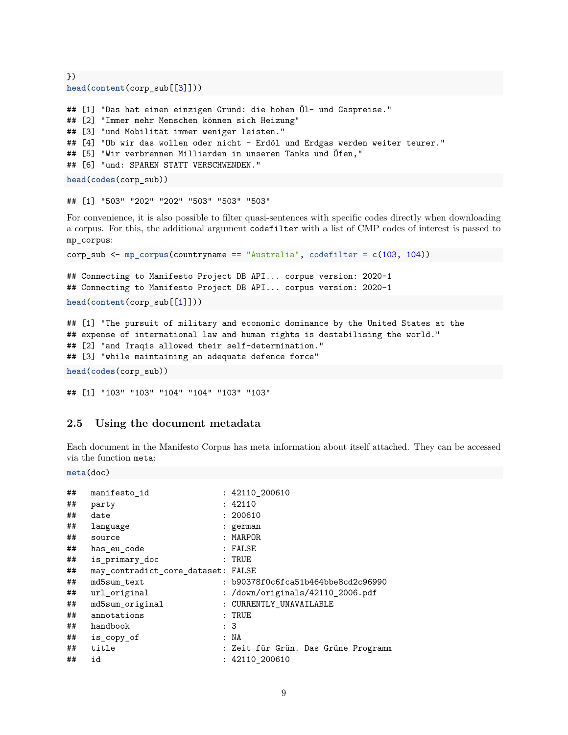```r
})
head(content(corp_sub[[3]]))
```

```
## [1] "Das hat einen einzigen Grund: die hohen Öl- und Gaspreise."
## [2] "Immer mehr Menschen können sich Heizung"
## [3] "und Mobilität immer weniger leisten."
## [4] "Ob wir das wollen oder nicht - Erdöl und Erdgas werden weiter teurer."
## [5] "Wir verbrennen Milliarden in unseren Tanks und Öfen,"
## [6] "und: SPAREN STATT VERSCHWENDEN."
```

```r
head(codes(corp_sub))
```

```
## [1] "503" "202" "202" "503" "503" "503"
```

For convenience, it is also possible to filter quasi-sentences with specific codes directly when downloading a corpus. For this, the additional argument `codefilter` with a list of CMP codes of interest is passed to `mp_corpus`:

```r
corp_sub <- mp_corpus(countryname == "Australia", codefilter = c(103, 104))
```

```
## Connecting to Manifesto Project DB API... corpus version: 2020-1
## Connecting to Manifesto Project DB API... corpus version: 2020-1
```

```r
head(content(corp_sub[[1]]))
```

```
## [1] "The pursuit of military and economic dominance by the United States at the
## expense of international law and human rights is destabilising the world."
## [2] "and Iraqis allowed their self-determination."
## [3] "while maintaining an adequate defence force"
```

```r
head(codes(corp_sub))
```

```
## [1] "103" "103" "104" "104" "103" "103"
```

### 2.5 Using the document metadata

Each document in the Manifesto Corpus has meta information about itself attached. They can be accessed via the function `meta`:

```r
meta(doc)
```

```
##   manifesto_id               : 42110_200610
##   party                      : 42110
##   date                       : 200610
##   language                   : german
##   source                     : MARPOR
##   has_eu_code                : FALSE
##   is_primary_doc             : TRUE
##   may_contradict_core_dataset: FALSE
##   md5sum_text                : b90378f0c6fca51b464bbe8cd2c96990
##   url_original               : /down/originals/42110_2006.pdf
##   md5sum_original            : CURRENTLY_UNAVAILABLE
##   annotations                : TRUE
##   handbook                   : 3
##   is_copy_of                 : NA
##   title                      : Zeit für Grün. Das Grüne Programm
##   id                         : 42110_200610
```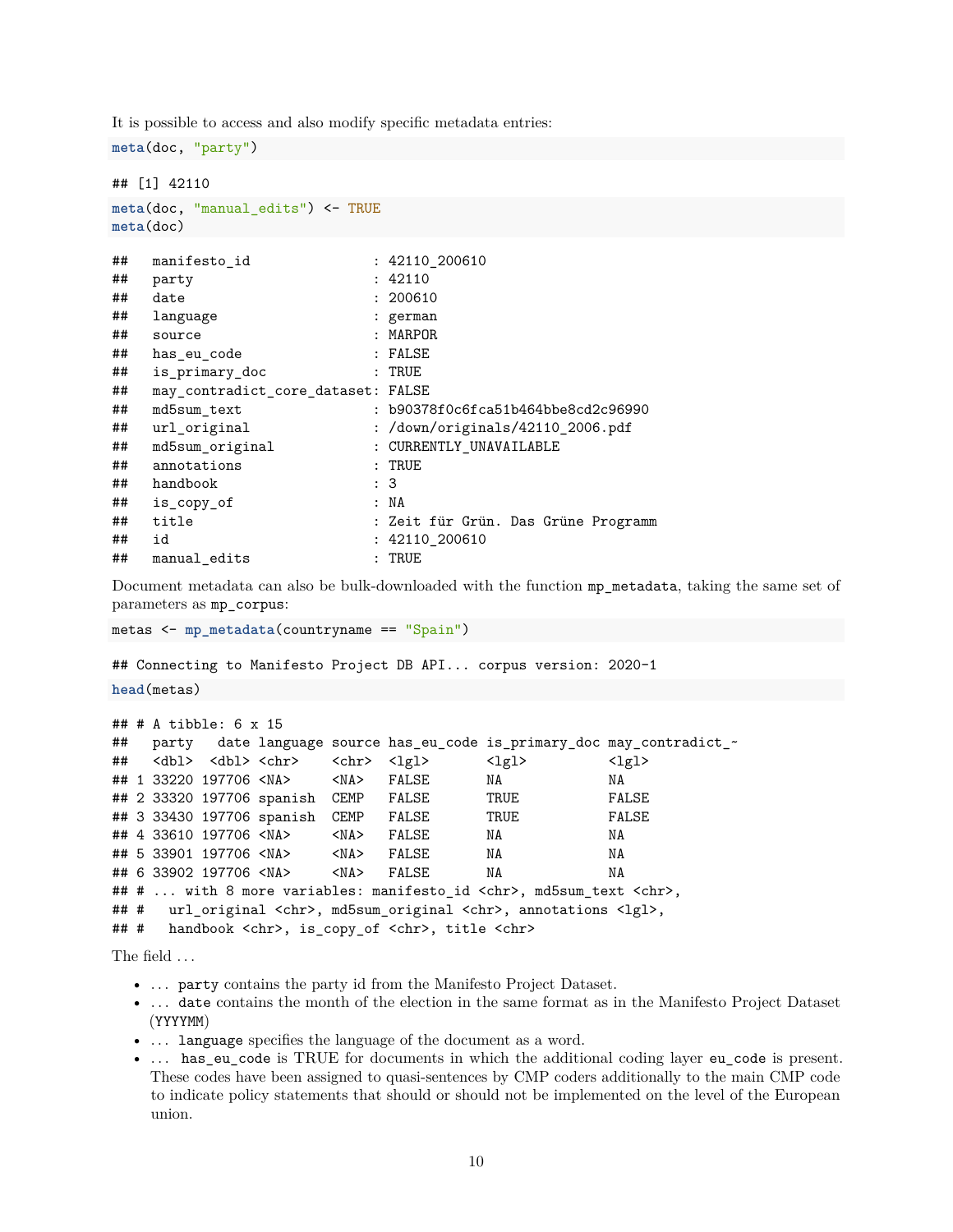It is possible to access and also modify specific metadata entries:

```
meta(doc, "party")
```

```
## [1] 42110
```

```
meta(doc, "manual_edits") <- TRUE
meta(doc)
```

```
##   manifesto_id               : 42110_200610
##   party                      : 42110
##   date                       : 200610
##   language                   : german
##   source                     : MARPOR
##   has_eu_code                : FALSE
##   is_primary_doc             : TRUE
##   may_contradict_core_dataset: FALSE
##   md5sum_text                : b90378f0c6fca51b464bbe8cd2c96990
##   url_original               : /down/originals/42110_2006.pdf
##   md5sum_original            : CURRENTLY_UNAVAILABLE
##   annotations                : TRUE
##   handbook                   : 3
##   is_copy_of                 : NA
##   title                      : Zeit für Grün. Das Grüne Programm
##   id                         : 42110_200610
##   manual_edits               : TRUE
```

Document metadata can also be bulk-downloaded with the function `mp_metadata`, taking the same set of parameters as `mp_corpus`:

```
metas <- mp_metadata(countryname == "Spain")
```

```
## Connecting to Manifesto Project DB API... corpus version: 2020-1
```

```
head(metas)
```

```
## # A tibble: 6 x 15
##   party   date language source has_eu_code is_primary_doc may_contradict_~
##   <dbl>  <dbl> <chr>    <chr>  <lgl>       <lgl>          <lgl>
## 1 33220 197706 <NA>     <NA>   FALSE       NA             NA
## 2 33320 197706 spanish  CEMP   FALSE       TRUE           FALSE
## 3 33430 197706 spanish  CEMP   FALSE       TRUE           FALSE
## 4 33610 197706 <NA>     <NA>   FALSE       NA             NA
## 5 33901 197706 <NA>     <NA>   FALSE       NA             NA
## 6 33902 197706 <NA>     <NA>   FALSE       NA             NA
## # ... with 8 more variables: manifesto_id <chr>, md5sum_text <chr>,
## #   url_original <chr>, md5sum_original <chr>, annotations <lgl>,
## #   handbook <chr>, is_copy_of <chr>, title <chr>
```

The field …

- … `party` contains the party id from the Manifesto Project Dataset.
- … `date` contains the month of the election in the same format as in the Manifesto Project Dataset (YYYYMM)
- … `language` specifies the language of the document as a word.
- … `has_eu_code` is TRUE for documents in which the additional coding layer `eu_code` is present. These codes have been assigned to quasi-sentences by CMP coders additionally to the main CMP code to indicate policy statements that should or should not be implemented on the level of the European union.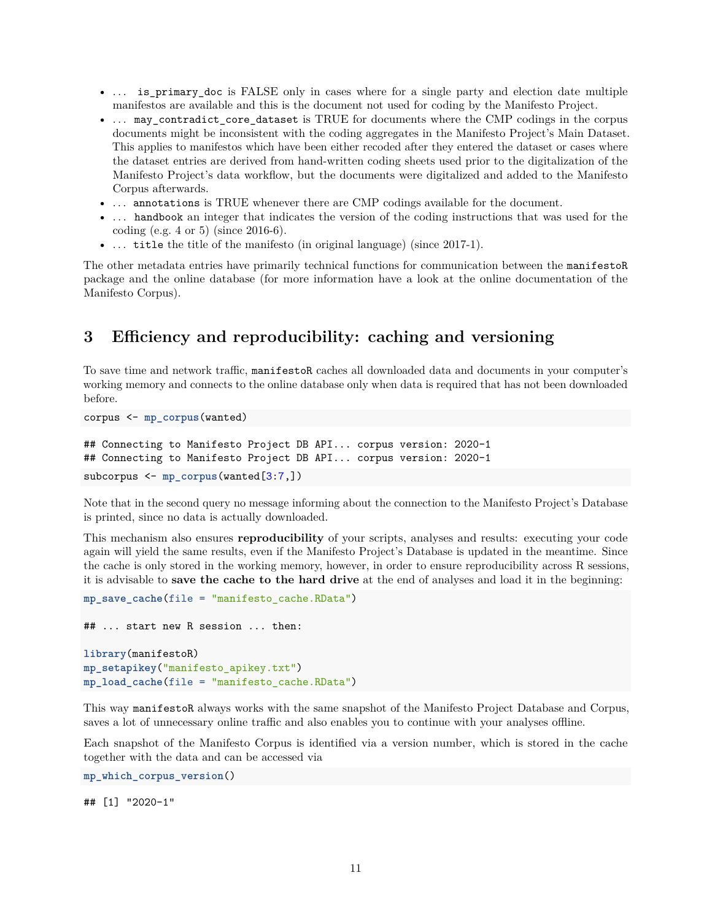- ... `is_primary_doc` is FALSE only in cases where for a single party and election date multiple manifestos are available and this is the document not used for coding by the Manifesto Project.
- ... `may_contradict_core_dataset` is TRUE for documents where the CMP codings in the corpus documents might be inconsistent with the coding aggregates in the Manifesto Project's Main Dataset. This applies to manifestos which have been either recoded after they entered the dataset or cases where the dataset entries are derived from hand-written coding sheets used prior to the digitalization of the Manifesto Project's data workflow, but the documents were digitalized and added to the Manifesto Corpus afterwards.
- ... `annotations` is TRUE whenever there are CMP codings available for the document.
- ... `handbook` an integer that indicates the version of the coding instructions that was used for the coding (e.g. 4 or 5) (since 2016-6).
- ... `title` the title of the manifesto (in original language) (since 2017-1).

The other metadata entries have primarily technical functions for communication between the `manifestoR` package and the online database (for more information have a look at the online documentation of the Manifesto Corpus).

# 3 Efficiency and reproducibility: caching and versioning

To save time and network traffic, `manifestoR` caches all downloaded data and documents in your computer's working memory and connects to the online database only when data is required that has not been downloaded before.

```
corpus <- mp_corpus(wanted)
```

```
## Connecting to Manifesto Project DB API... corpus version: 2020-1
## Connecting to Manifesto Project DB API... corpus version: 2020-1
```

```
subcorpus <- mp_corpus(wanted[3:7,])
```

Note that in the second query no message informing about the connection to the Manifesto Project's Database is printed, since no data is actually downloaded.

This mechanism also ensures **reproducibility** of your scripts, analyses and results: executing your code again will yield the same results, even if the Manifesto Project's Database is updated in the meantime. Since the cache is only stored in the working memory, however, in order to ensure reproducibility across R sessions, it is advisable to **save the cache to the hard drive** at the end of analyses and load it in the beginning:

```
mp_save_cache(file = "manifesto_cache.RData")

## ... start new R session ... then:

library(manifestoR)
mp_setapikey("manifesto_apikey.txt")
mp_load_cache(file = "manifesto_cache.RData")
```

This way `manifestoR` always works with the same snapshot of the Manifesto Project Database and Corpus, saves a lot of unnecessary online traffic and also enables you to continue with your analyses offline.

Each snapshot of the Manifesto Corpus is identified via a version number, which is stored in the cache together with the data and can be accessed via

```
mp_which_corpus_version()
```

```
## [1] "2020-1"
```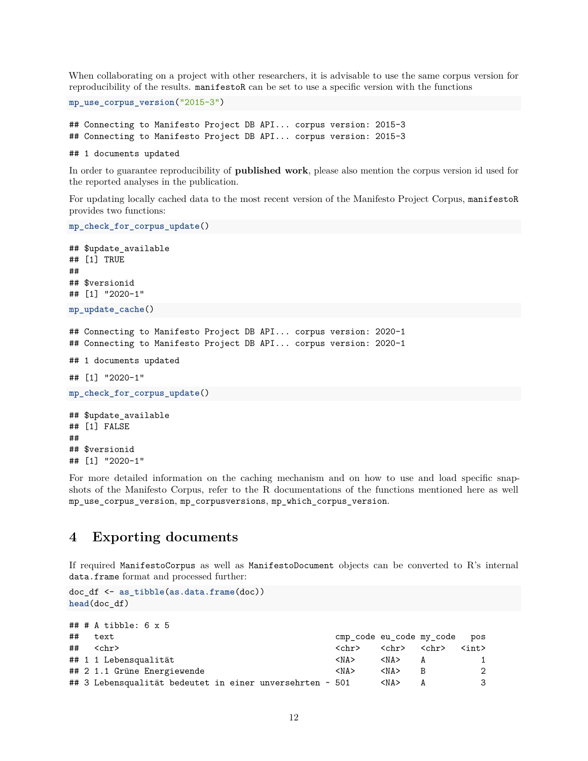When collaborating on a project with other researchers, it is advisable to use the same corpus version for reproducibility of the results. `manifestoR` can be set to use a specific version with the functions

```
mp_use_corpus_version("2015-3")
```

```
## Connecting to Manifesto Project DB API... corpus version: 2015-3
## Connecting to Manifesto Project DB API... corpus version: 2015-3
```

```
## 1 documents updated
```

In order to guarantee reproducibility of **published work**, please also mention the corpus version id used for the reported analyses in the publication.

For updating locally cached data to the most recent version of the Manifesto Project Corpus, `manifestoR` provides two functions:

```
mp_check_for_corpus_update()
```

```
## $update_available
## [1] TRUE
##
## $versionid
## [1] "2020-1"
```

```
mp_update_cache()
```

```
## Connecting to Manifesto Project DB API... corpus version: 2020-1
## Connecting to Manifesto Project DB API... corpus version: 2020-1
```

```
## 1 documents updated
```

```
## [1] "2020-1"
```

```
mp_check_for_corpus_update()
```

```
## $update_available
## [1] FALSE
##
## $versionid
## [1] "2020-1"
```

For more detailed information on the caching mechanism and on how to use and load specific snapshots of the Manifesto Corpus, refer to the R documentations of the functions mentioned here as well `mp_use_corpus_version`, `mp_corpusversions`, `mp_which_corpus_version`.

# 4 Exporting documents

If required `ManifestoCorpus` as well as `ManifestoDocument` objects can be converted to R's internal `data.frame` format and processed further:

```
doc_df <- as_tibble(as.data.frame(doc))
head(doc_df)
```

```
## # A tibble: 6 x 5
##   text                                          cmp_code eu_code my_code   pos
##   <chr>                                         <chr>    <chr>   <chr>   <int>
## 1 1 Lebensqualität                              <NA>     <NA>    A           1
## 2 1.1 Grüne Energiewende                        <NA>     <NA>    B           2
## 3 Lebensqualität bedeutet in einer unversehrten ~ 501      <NA>    A           3
```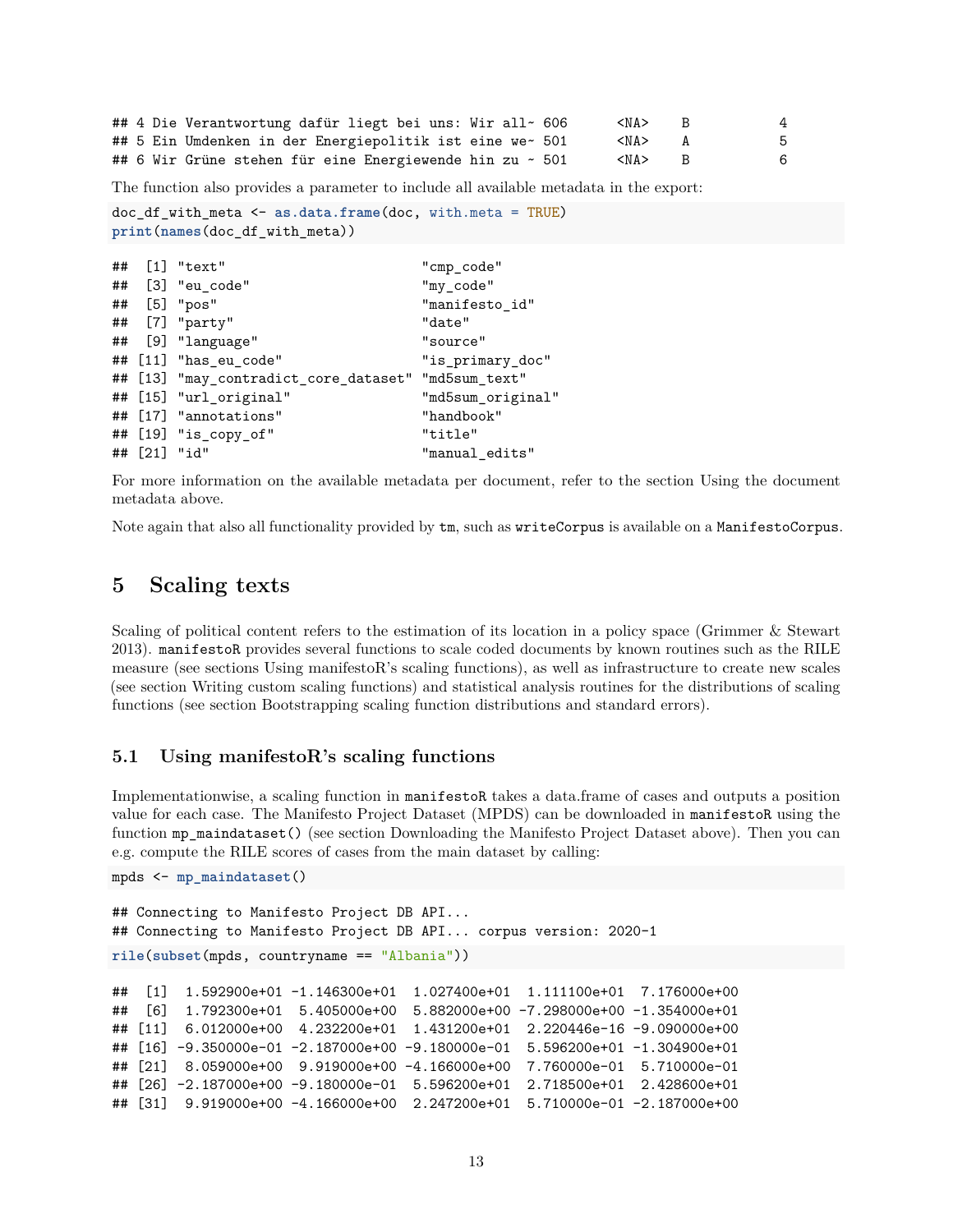```
## 4 Die Verantwortung dafür liegt bei uns: Wir all~ 606      <NA>    B            4
## 5 Ein Umdenken in der Energiepolitik ist eine we~ 501      <NA>    A            5
## 6 Wir Grüne stehen für eine Energiewende hin zu ~ 501      <NA>    B            6
```

The function also provides a parameter to include all available metadata in the export:

```
doc_df_with_meta <- as.data.frame(doc, with.meta = TRUE)
print(names(doc_df_with_meta))
```

```
##  [1] "text"                          "cmp_code"
##  [3] "eu_code"                       "my_code"
##  [5] "pos"                           "manifesto_id"
##  [7] "party"                         "date"
##  [9] "language"                      "source"
## [11] "has_eu_code"                   "is_primary_doc"
## [13] "may_contradict_core_dataset" "md5sum_text"
## [15] "url_original"                  "md5sum_original"
## [17] "annotations"                   "handbook"
## [19] "is_copy_of"                    "title"
## [21] "id"                            "manual_edits"
```

For more information on the available metadata per document, refer to the section Using the document metadata above.

Note again that also all functionality provided by `tm`, such as `writeCorpus` is available on a `ManifestoCorpus`.

# 5 Scaling texts

Scaling of political content refers to the estimation of its location in a policy space (Grimmer & Stewart 2013). `manifestoR` provides several functions to scale coded documents by known routines such as the RILE measure (see sections Using manifestoR's scaling functions), as well as infrastructure to create new scales (see section Writing custom scaling functions) and statistical analysis routines for the distributions of scaling functions (see section Bootstrapping scaling function distributions and standard errors).

## 5.1 Using manifestoR's scaling functions

Implementationwise, a scaling function in `manifestoR` takes a data.frame of cases and outputs a position value for each case. The Manifesto Project Dataset (MPDS) can be downloaded in `manifestoR` using the function `mp_maindataset()` (see section Downloading the Manifesto Project Dataset above). Then you can e.g. compute the RILE scores of cases from the main dataset by calling:

```
mpds <- mp_maindataset()
```

```
## Connecting to Manifesto Project DB API...
## Connecting to Manifesto Project DB API... corpus version: 2020-1
```

```
rile(subset(mpds, countryname == "Albania"))
```

```
##  [1]  1.592900e+01 -1.146300e+01  1.027400e+01  1.111100e+01  7.176000e+00
##  [6]  1.792300e+01  5.405000e+00  5.882000e+00 -7.298000e+00 -1.354000e+01
## [11]  6.012000e+00  4.232200e+01  1.431200e+01  2.220446e-16 -9.090000e+00
## [16] -9.350000e-01 -2.187000e+00 -9.180000e-01  5.596200e+01 -1.304900e+01
## [21]  8.059000e+00  9.919000e+00 -4.166000e+00  7.760000e-01  5.710000e-01
## [26] -2.187000e+00 -9.180000e-01  5.596200e+01  2.718500e+01  2.428600e+01
## [31]  9.919000e+00 -4.166000e+00  2.247200e+01  5.710000e-01 -2.187000e+00
```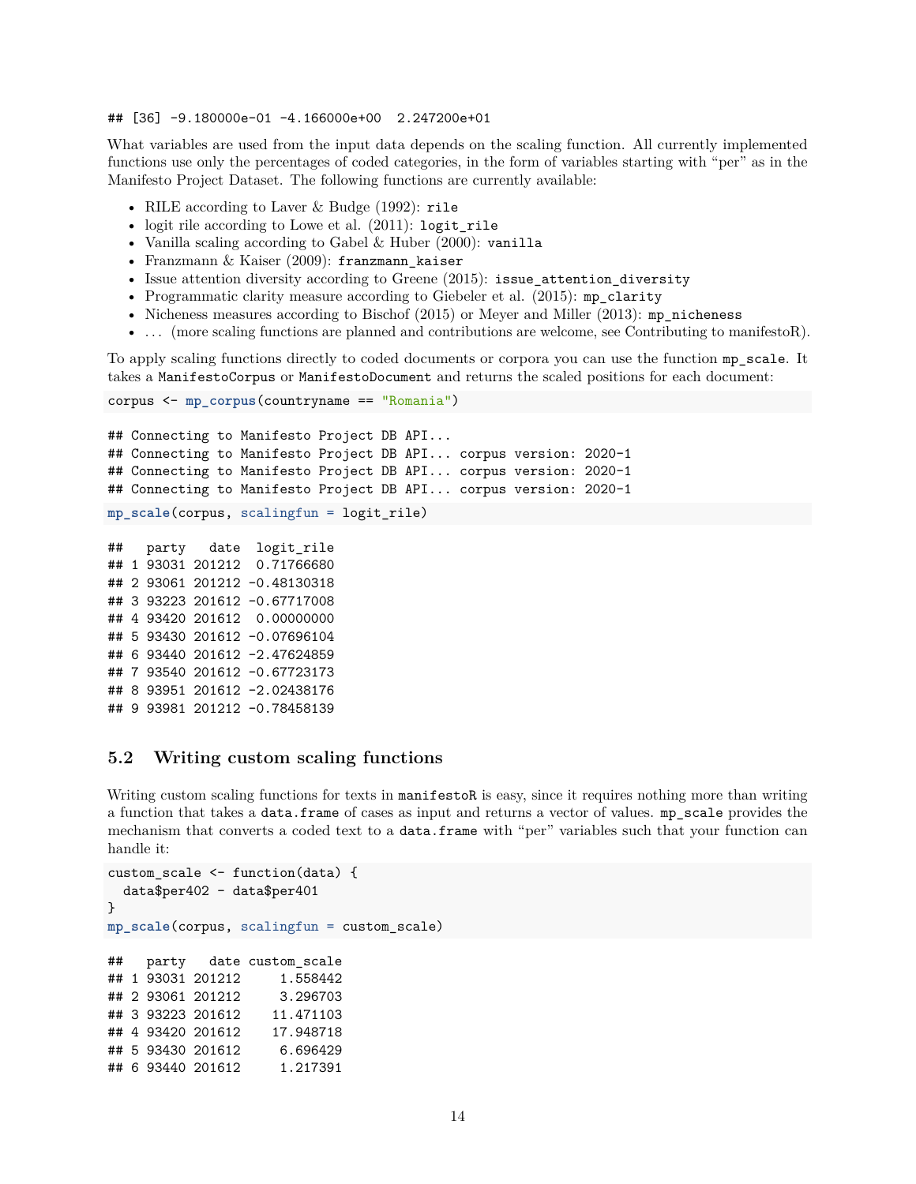```
## [36] -9.180000e-01 -4.166000e+00  2.247200e+01
```

What variables are used from the input data depends on the scaling function. All currently implemented functions use only the percentages of coded categories, in the form of variables starting with "per" as in the Manifesto Project Dataset. The following functions are currently available:

- RILE according to Laver & Budge (1992): `rile`
- logit rile according to Lowe et al. (2011): `logit_rile`
- Vanilla scaling according to Gabel & Huber (2000): `vanilla`
- Franzmann & Kaiser (2009): `franzmann_kaiser`
- Issue attention diversity according to Greene (2015): `issue_attention_diversity`
- Programmatic clarity measure according to Giebeler et al. (2015): `mp_clarity`
- Nicheness measures according to Bischof (2015) or Meyer and Miller (2013): `mp_nicheness`
- ... (more scaling functions are planned and contributions are welcome, see Contributing to manifestoR).

To apply scaling functions directly to coded documents or corpora you can use the function `mp_scale`. It takes a `ManifestoCorpus` or `ManifestoDocument` and returns the scaled positions for each document:

```
corpus <- mp_corpus(countryname == "Romania")
```

```
## Connecting to Manifesto Project DB API...
## Connecting to Manifesto Project DB API... corpus version: 2020-1
## Connecting to Manifesto Project DB API... corpus version: 2020-1
## Connecting to Manifesto Project DB API... corpus version: 2020-1
```

```
mp_scale(corpus, scalingfun = logit_rile)
```

```
##   party   date  logit_rile
## 1 93031 201212  0.71766680
## 2 93061 201212 -0.48130318
## 3 93223 201612 -0.67717008
## 4 93420 201612  0.00000000
## 5 93430 201612 -0.07696104
## 6 93440 201612 -2.47624859
## 7 93540 201612 -0.67723173
## 8 93951 201612 -2.02438176
## 9 93981 201212 -0.78458139
```

### 5.2 Writing custom scaling functions

Writing custom scaling functions for texts in `manifestoR` is easy, since it requires nothing more than writing a function that takes a `data.frame` of cases as input and returns a vector of values. `mp_scale` provides the mechanism that converts a coded text to a `data.frame` with "per" variables such that your function can handle it:

```
custom_scale <- function(data) {
  data$per402 - data$per401
}
mp_scale(corpus, scalingfun = custom_scale)
```

```
##   party   date custom_scale
## 1 93031 201212     1.558442
## 2 93061 201212     3.296703
## 3 93223 201612    11.471103
## 4 93420 201612    17.948718
## 5 93430 201612     6.696429
## 6 93440 201612     1.217391
```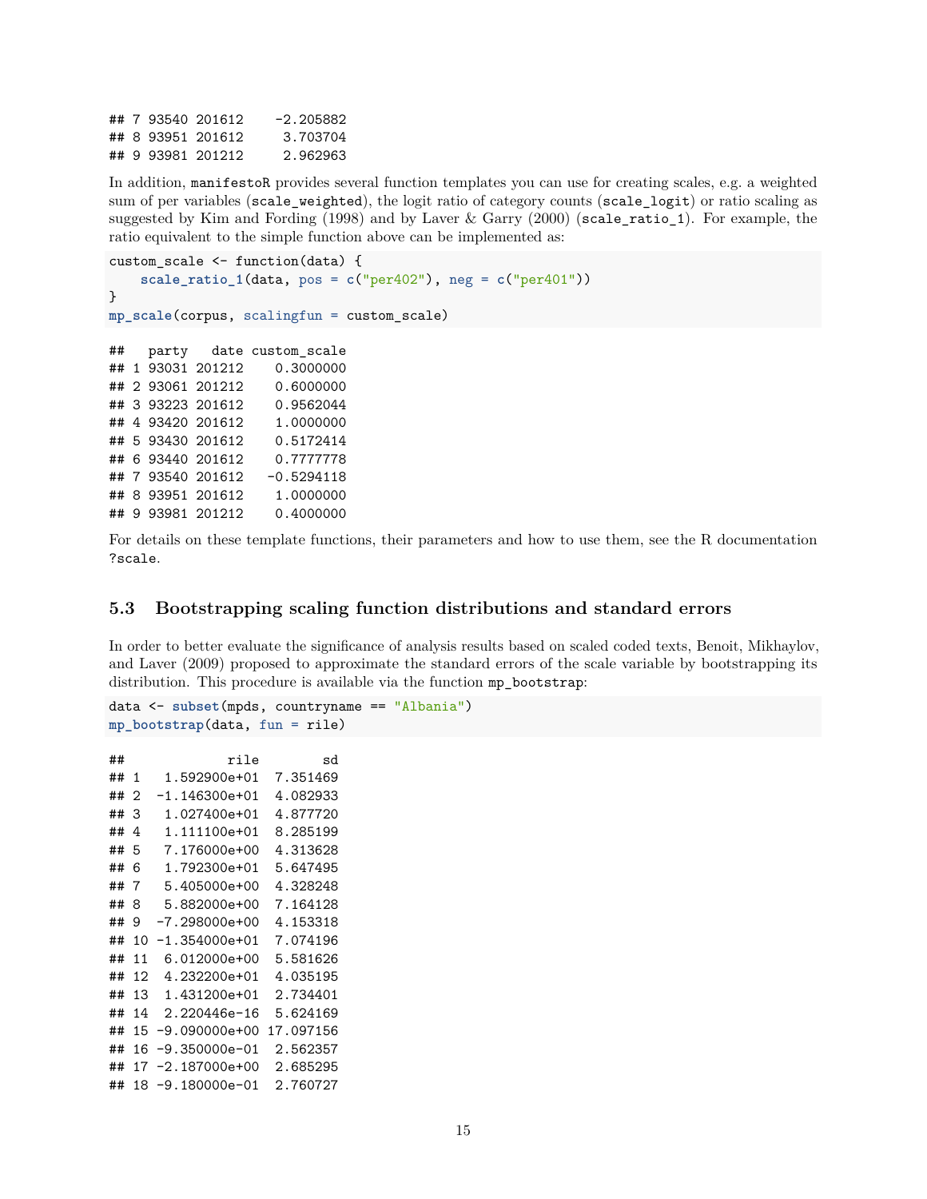```
## 7 93540 201612    -2.205882
## 8 93951 201612     3.703704
## 9 93981 201212     2.962963
```

In addition, `manifestoR` provides several function templates you can use for creating scales, e.g. a weighted sum of per variables (`scale_weighted`), the logit ratio of category counts (`scale_logit`) or ratio scaling as suggested by Kim and Fording (1998) and by Laver & Garry (2000) (`scale_ratio_1`). For example, the ratio equivalent to the simple function above can be implemented as:

```
custom_scale <- function(data) {
    scale_ratio_1(data, pos = c("per402"), neg = c("per401"))
}
mp_scale(corpus, scalingfun = custom_scale)
```

```
##   party   date custom_scale
## 1 93031 201212    0.3000000
## 2 93061 201212    0.6000000
## 3 93223 201612    0.9562044
## 4 93420 201612    1.0000000
## 5 93430 201612    0.5172414
## 6 93440 201612    0.7777778
## 7 93540 201612   -0.5294118
## 8 93951 201612    1.0000000
## 9 93981 201212    0.4000000
```

For details on these template functions, their parameters and how to use them, see the R documentation `?scale`.

## 5.3 Bootstrapping scaling function distributions and standard errors

In order to better evaluate the significance of analysis results based on scaled coded texts, Benoit, Mikhaylov, and Laver (2009) proposed to approximate the standard errors of the scale variable by bootstrapping its distribution. This procedure is available via the function `mp_bootstrap`:

```
data <- subset(mpds, countryname == "Albania")
mp_bootstrap(data, fun = rile)
```

```
##             rile        sd
## 1   1.592900e+01  7.351469
## 2  -1.146300e+01  4.082933
## 3   1.027400e+01  4.877720
## 4   1.111100e+01  8.285199
## 5   7.176000e+00  4.313628
## 6   1.792300e+01  5.647495
## 7   5.405000e+00  4.328248
## 8   5.882000e+00  7.164128
## 9  -7.298000e+00  4.153318
## 10 -1.354000e+01  7.074196
## 11  6.012000e+00  5.581626
## 12  4.232200e+01  4.035195
## 13  1.431200e+01  2.734401
## 14  2.220446e-16  5.624169
## 15 -9.090000e+00 17.097156
## 16 -9.350000e-01  2.562357
## 17 -2.187000e+00  2.685295
## 18 -9.180000e-01  2.760727
```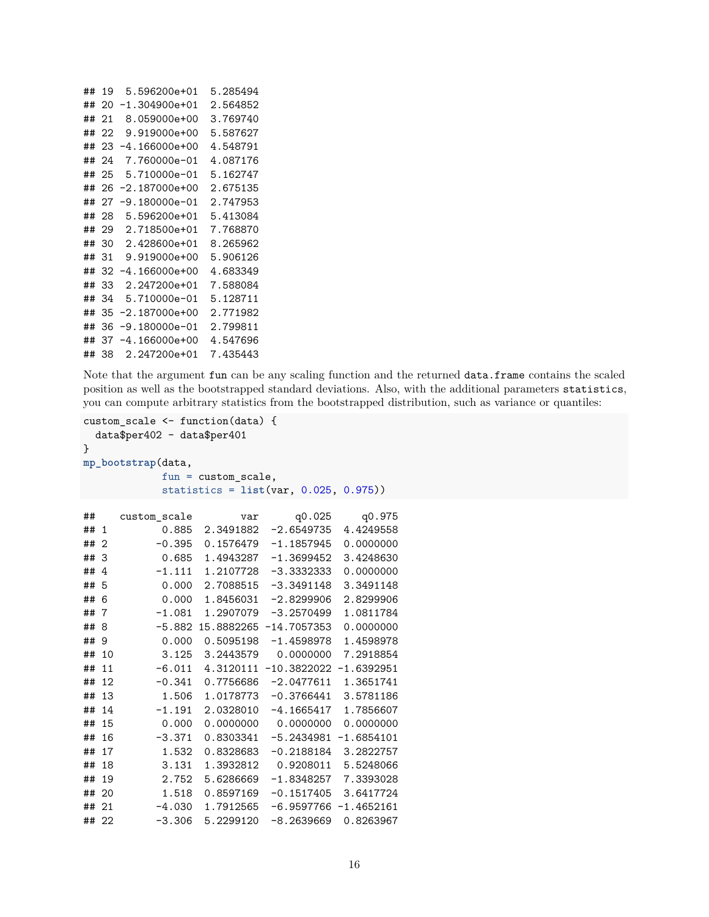```
## 19  5.596200e+01  5.285494
## 20 -1.304900e+01  2.564852
## 21  8.059000e+00  3.769740
## 22  9.919000e+00  5.587627
## 23 -4.166000e+00  4.548791
## 24  7.760000e-01  4.087176
## 25  5.710000e-01  5.162747
## 26 -2.187000e+00  2.675135
## 27 -9.180000e-01  2.747953
## 28  5.596200e+01  5.413084
## 29  2.718500e+01  7.768870
## 30  2.428600e+01  8.265962
## 31  9.919000e+00  5.906126
## 32 -4.166000e+00  4.683349
## 33  2.247200e+01  7.588084
## 34  5.710000e-01  5.128711
## 35 -2.187000e+00  2.771982
## 36 -9.180000e-01  2.799811
## 37 -4.166000e+00  4.547696
## 38  2.247200e+01  7.435443
```

Note that the argument `fun` can be any scaling function and the returned `data.frame` contains the scaled position as well as the bootstrapped standard deviations. Also, with the additional parameters `statistics`, you can compute arbitrary statistics from the bootstrapped distribution, such as variance or quantiles:

```
custom_scale <- function(data) {
  data$per402 - data$per401
}
mp_bootstrap(data,
             fun = custom_scale,
             statistics = list(var, 0.025, 0.975))
```

```
##    custom_scale        var      q0.025     q0.975
## 1         0.885  2.3491882  -2.6549735  4.4249558
## 2        -0.395  0.1576479  -1.1857945  0.0000000
## 3         0.685  1.4943287  -1.3699452  3.4248630
## 4        -1.111  1.2107728  -3.3332333  0.0000000
## 5         0.000  2.7088515  -3.3491148  3.3491148
## 6         0.000  1.8456031  -2.8299906  2.8299906
## 7        -1.081  1.2907079  -3.2570499  1.0811784
## 8        -5.882 15.8882265 -14.7057353  0.0000000
## 9         0.000  0.5095198  -1.4598978  1.4598978
## 10        3.125  3.2443579   0.0000000  7.2918854
## 11       -6.011  4.3120111 -10.3822022 -1.6392951
## 12       -0.341  0.7756686  -2.0477611  1.3651741
## 13        1.506  1.0178773  -0.3766441  3.5781186
## 14       -1.191  2.0328010  -4.1665417  1.7856607
## 15        0.000  0.0000000   0.0000000  0.0000000
## 16       -3.371  0.8303341  -5.2434981 -1.6854101
## 17        1.532  0.8328683  -0.2188184  3.2822757
## 18        3.131  1.3932812   0.9208011  5.5248066
## 19        2.752  5.6286669  -1.8348257  7.3393028
## 20        1.518  0.8597169  -0.1517405  3.6417724
## 21       -4.030  1.7912565  -6.9597766 -1.4652161
## 22       -3.306  5.2299120  -8.2639669  0.8263967
```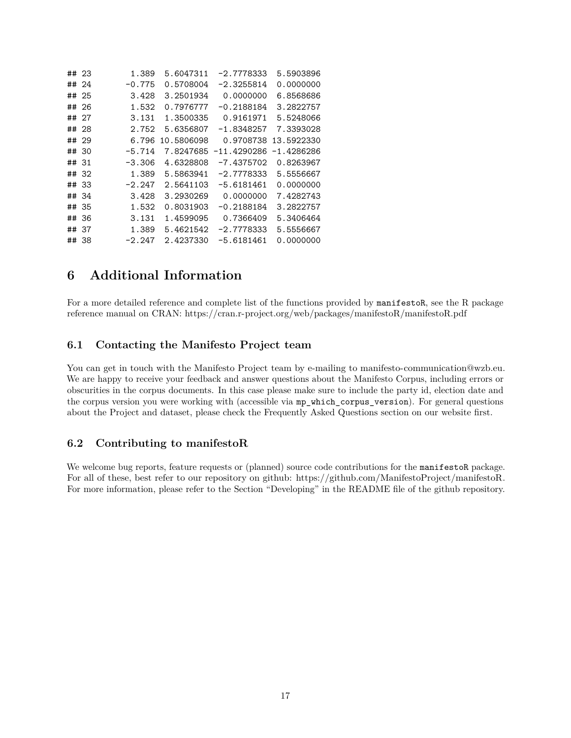```
## 23       1.389  5.6047311  -2.7778333  5.5903896
## 24      -0.775  0.5708004  -2.3255814  0.0000000
## 25       3.428  3.2501934   0.0000000  6.8568686
## 26       1.532  0.7976777  -0.2188184  3.2822757
## 27       3.131  1.3500335   0.9161971  5.5248066
## 28       2.752  5.6356807  -1.8348257  7.3393028
## 29       6.796 10.5806098   0.9708738 13.5922330
## 30      -5.714  7.8247685 -11.4290286 -1.4286286
## 31      -3.306  4.6328808  -7.4375702  0.8263967
## 32       1.389  5.5863941  -2.7778333  5.5556667
## 33      -2.247  2.5641103  -5.6181461  0.0000000
## 34       3.428  3.2930269   0.0000000  7.4282743
## 35       1.532  0.8031903  -0.2188184  3.2822757
## 36       3.131  1.4599095   0.7366409  5.3406464
## 37       1.389  5.4621542  -2.7778333  5.5556667
## 38      -2.247  2.4237330  -5.6181461  0.0000000
```

# 6 Additional Information

For a more detailed reference and complete list of the functions provided by `manifestoR`, see the R package reference manual on CRAN: https://cran.r-project.org/web/packages/manifestoR/manifestoR.pdf

## 6.1 Contacting the Manifesto Project team

You can get in touch with the Manifesto Project team by e-mailing to manifesto-communication@wzb.eu. We are happy to receive your feedback and answer questions about the Manifesto Corpus, including errors or obscurities in the corpus documents. In this case please make sure to include the party id, election date and the corpus version you were working with (accessible via `mp_which_corpus_version`). For general questions about the Project and dataset, please check the Frequently Asked Questions section on our website first.

## 6.2 Contributing to manifestoR

We welcome bug reports, feature requests or (planned) source code contributions for the `manifestoR` package. For all of these, best refer to our repository on github: https://github.com/ManifestoProject/manifestoR. For more information, please refer to the Section "Developing" in the README file of the github repository.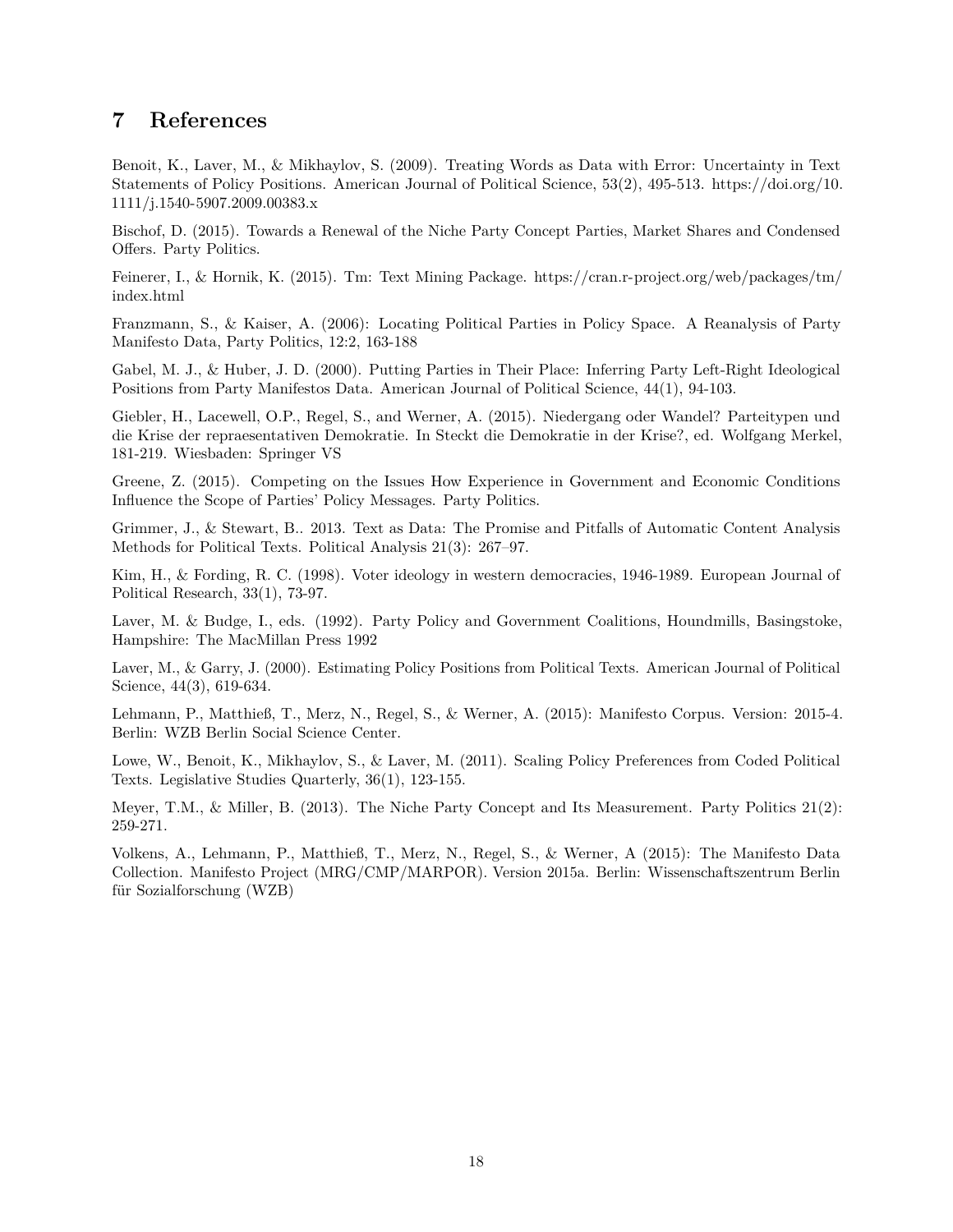# 7 References

Benoit, K., Laver, M., & Mikhaylov, S. (2009). Treating Words as Data with Error: Uncertainty in Text Statements of Policy Positions. American Journal of Political Science, 53(2), 495-513. https://doi.org/10.1111/j.1540-5907.2009.00383.x

Bischof, D. (2015). Towards a Renewal of the Niche Party Concept Parties, Market Shares and Condensed Offers. Party Politics.

Feinerer, I., & Hornik, K. (2015). Tm: Text Mining Package. https://cran.r-project.org/web/packages/tm/index.html

Franzmann, S., & Kaiser, A. (2006): Locating Political Parties in Policy Space. A Reanalysis of Party Manifesto Data, Party Politics, 12:2, 163-188

Gabel, M. J., & Huber, J. D. (2000). Putting Parties in Their Place: Inferring Party Left-Right Ideological Positions from Party Manifestos Data. American Journal of Political Science, 44(1), 94-103.

Giebler, H., Lacewell, O.P., Regel, S., and Werner, A. (2015). Niedergang oder Wandel? Parteitypen und die Krise der repraesentativen Demokratie. In Steckt die Demokratie in der Krise?, ed. Wolfgang Merkel, 181-219. Wiesbaden: Springer VS

Greene, Z. (2015). Competing on the Issues How Experience in Government and Economic Conditions Influence the Scope of Parties' Policy Messages. Party Politics.

Grimmer, J., & Stewart, B.. 2013. Text as Data: The Promise and Pitfalls of Automatic Content Analysis Methods for Political Texts. Political Analysis 21(3): 267–97.

Kim, H., & Fording, R. C. (1998). Voter ideology in western democracies, 1946-1989. European Journal of Political Research, 33(1), 73-97.

Laver, M. & Budge, I., eds. (1992). Party Policy and Government Coalitions, Houndmills, Basingstoke, Hampshire: The MacMillan Press 1992

Laver, M., & Garry, J. (2000). Estimating Policy Positions from Political Texts. American Journal of Political Science, 44(3), 619-634.

Lehmann, P., Matthieß, T., Merz, N., Regel, S., & Werner, A. (2015): Manifesto Corpus. Version: 2015-4. Berlin: WZB Berlin Social Science Center.

Lowe, W., Benoit, K., Mikhaylov, S., & Laver, M. (2011). Scaling Policy Preferences from Coded Political Texts. Legislative Studies Quarterly, 36(1), 123-155.

Meyer, T.M., & Miller, B. (2013). The Niche Party Concept and Its Measurement. Party Politics 21(2): 259-271.

Volkens, A., Lehmann, P., Matthieß, T., Merz, N., Regel, S., & Werner, A (2015): The Manifesto Data Collection. Manifesto Project (MRG/CMP/MARPOR). Version 2015a. Berlin: Wissenschaftszentrum Berlin für Sozialforschung (WZB)